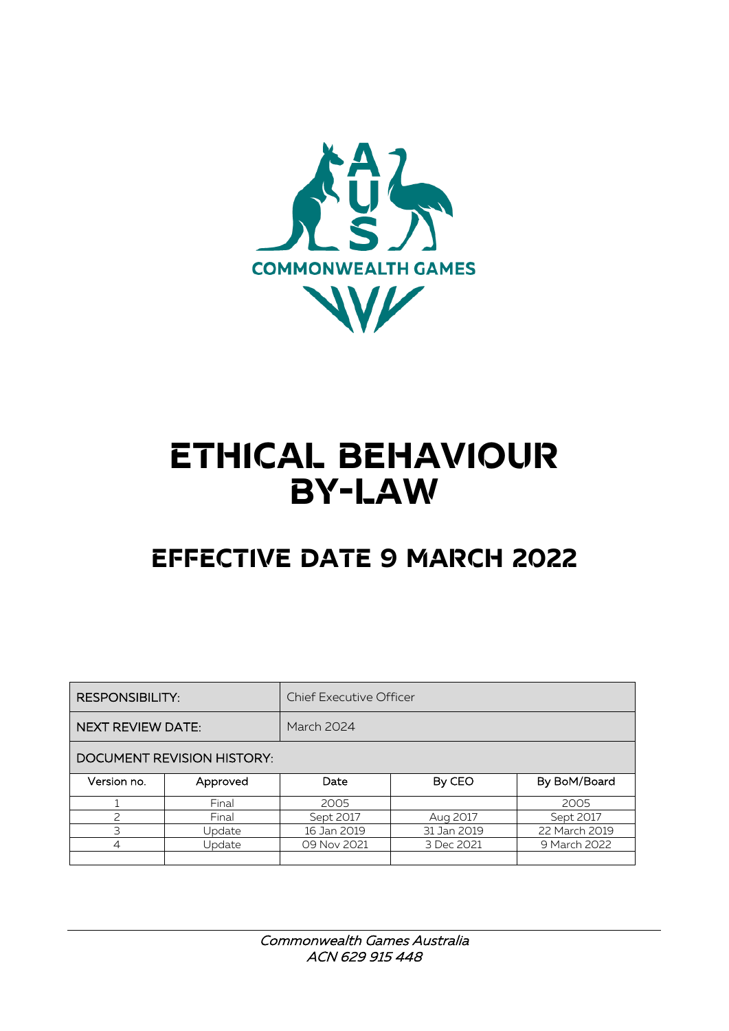AUS

COMMONWEALTH GAMES

# ETHICAL BEHAVIOUR BY-LAW

## EFFECTIVE DATE 9 MARCH 2022

| RESPONSIBILITY: | | Chief Executive Officer | | |
|---|---|---|---|---|
| NEXT REVIEW DATE: | | March 2024 | | |
| DOCUMENT REVISION HISTORY: | | | | |
| Version no. | Approved | Date | By CEO | By BoM/Board |
| 1 | Final | 2005 | | 2005 |
| 2 | Final | Sept 2017 | Aug 2017 | Sept 2017 |
| 3 | Update | 16 Jan 2019 | 31 Jan 2019 | 22 March 2019 |
| 4 | Update | 09 Nov 2021 | 3 Dec 2021 | 9 March 2022 |
| | | | | |

*Commonwealth Games Australia*
*ACN 629 915 448*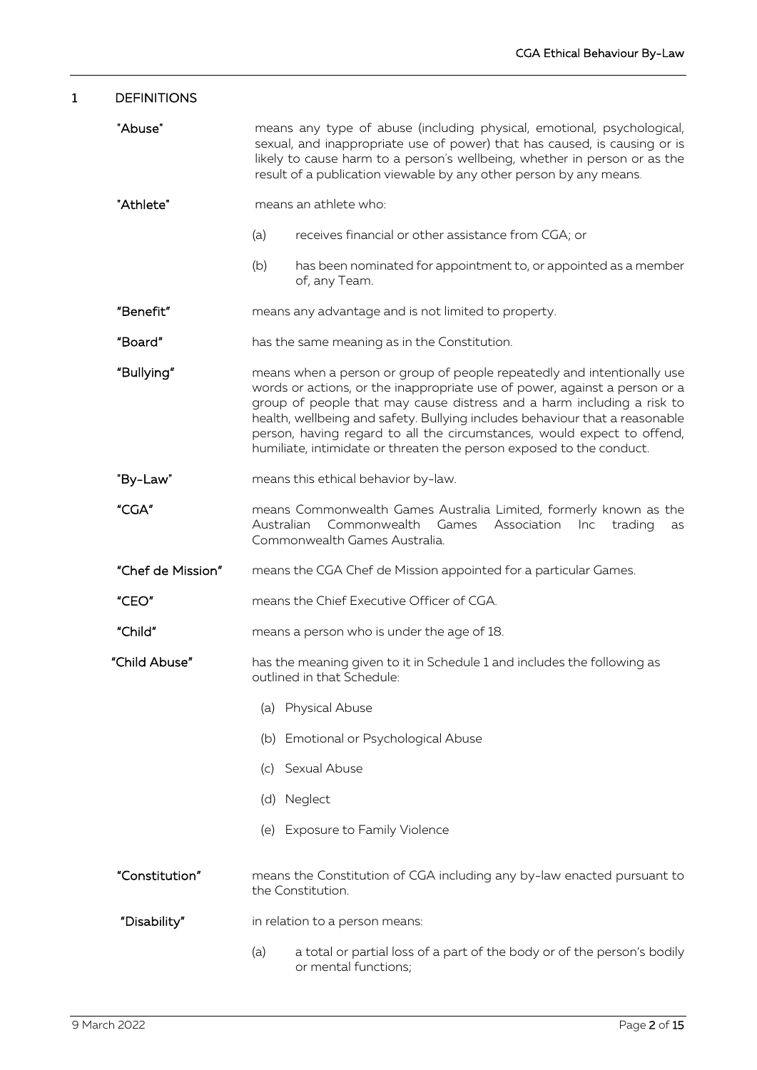## 1 DEFINITIONS

**"Abuse"** means any type of abuse (including physical, emotional, psychological, sexual, and inappropriate use of power) that has caused, is causing or is likely to cause harm to a person's wellbeing, whether in person or as the result of a publication viewable by any other person by any means.

**"Athlete"** means an athlete who:

(a) receives financial or other assistance from CGA; or

(b) has been nominated for appointment to, or appointed as a member of, any Team.

**"Benefit"** means any advantage and is not limited to property.

**"Board"** has the same meaning as in the Constitution.

**"Bullying"** means when a person or group of people repeatedly and intentionally use words or actions, or the inappropriate use of power, against a person or a group of people that may cause distress and a harm including a risk to health, wellbeing and safety. Bullying includes behaviour that a reasonable person, having regard to all the circumstances, would expect to offend, humiliate, intimidate or threaten the person exposed to the conduct.

**"By-Law"** means this ethical behavior by-law.

**"CGA"** means Commonwealth Games Australia Limited, formerly known as the Australian Commonwealth Games Association Inc trading as Commonwealth Games Australia.

**"Chef de Mission"** means the CGA Chef de Mission appointed for a particular Games.

**"CEO"** means the Chief Executive Officer of CGA.

**"Child"** means a person who is under the age of 18.

**"Child Abuse"** has the meaning given to it in Schedule 1 and includes the following as outlined in that Schedule:

(a) Physical Abuse

(b) Emotional or Psychological Abuse

(c) Sexual Abuse

(d) Neglect

(e) Exposure to Family Violence

**"Constitution"** means the Constitution of CGA including any by-law enacted pursuant to the Constitution.

**"Disability"** in relation to a person means:

(a) a total or partial loss of a part of the body or of the person's bodily or mental functions;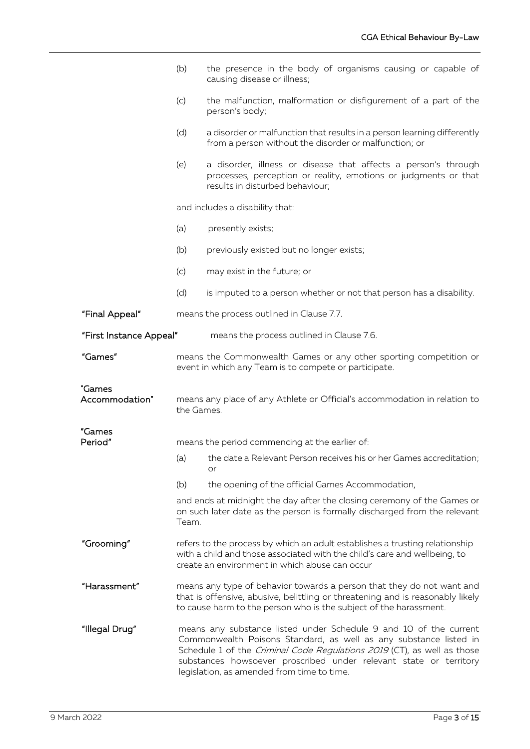(b) the presence in the body of organisms causing or capable of causing disease or illness;

(c) the malfunction, malformation or disfigurement of a part of the person's body;

(d) a disorder or malfunction that results in a person learning differently from a person without the disorder or malfunction; or

(e) a disorder, illness or disease that affects a person's through processes, perception or reality, emotions or judgments or that results in disturbed behaviour;

and includes a disability that:

(a) presently exists;

(b) previously existed but no longer exists;

(c) may exist in the future; or

(d) is imputed to a person whether or not that person has a disability.

**"Final Appeal"** means the process outlined in Clause 7.7.

**"First Instance Appeal"** means the process outlined in Clause 7.6.

**"Games"** means the Commonwealth Games or any other sporting competition or event in which any Team is to compete or participate.

**"Games Accommodation"** means any place of any Athlete or Official's accommodation in relation to the Games.

**"Games Period"** means the period commencing at the earlier of:

(a) the date a Relevant Person receives his or her Games accreditation; or

(b) the opening of the official Games Accommodation,

and ends at midnight the day after the closing ceremony of the Games or on such later date as the person is formally discharged from the relevant Team.

**"Grooming"** refers to the process by which an adult establishes a trusting relationship with a child and those associated with the child's care and wellbeing, to create an environment in which abuse can occur

**"Harassment"** means any type of behavior towards a person that they do not want and that is offensive, abusive, belittling or threatening and is reasonably likely to cause harm to the person who is the subject of the harassment.

**"Illegal Drug"** means any substance listed under Schedule 9 and 10 of the current Commonwealth Poisons Standard, as well as any substance listed in Schedule 1 of the *Criminal Code Regulations 2019* (CT), as well as those substances howsoever proscribed under relevant state or territory legislation, as amended from time to time.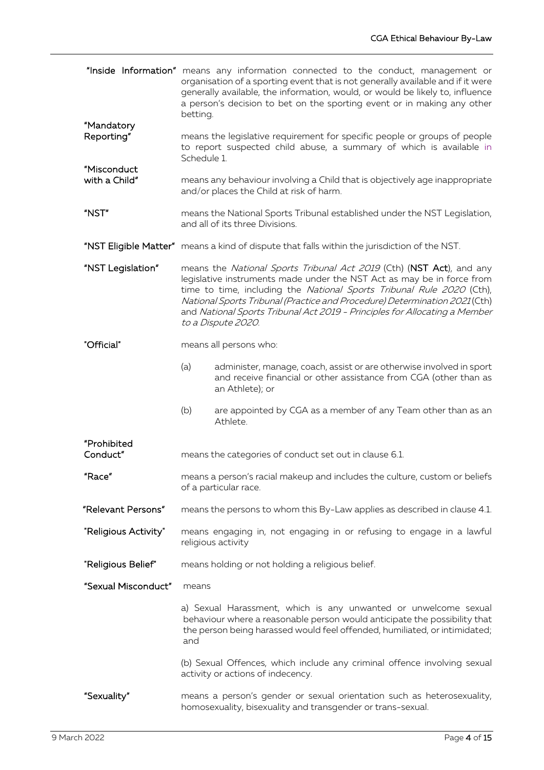**"Inside Information"** means any information connected to the conduct, management or organisation of a sporting event that is not generally available and if it were generally available, the information, would, or would be likely to, influence a person's decision to bet on the sporting event or in making any other betting.

**"Mandatory Reporting"** means the legislative requirement for specific people or groups of people to report suspected child abuse, a summary of which is available in Schedule 1.

**"Misconduct with a Child"** means any behaviour involving a Child that is objectively age inappropriate and/or places the Child at risk of harm.

**"NST"** means the National Sports Tribunal established under the NST Legislation, and all of its three Divisions.

**"NST Eligible Matter"** means a kind of dispute that falls within the jurisdiction of the NST.

**"NST Legislation"** means the *National Sports Tribunal Act 2019* (Cth) (**NST Act**), and any legislative instruments made under the NST Act as may be in force from time to time, including the *National Sports Tribunal Rule 2020* (Cth), *National Sports Tribunal (Practice and Procedure) Determination 2021* (Cth) and *National Sports Tribunal Act 2019 - Principles for Allocating a Member to a Dispute 2020.*

**"Official"** means all persons who:

(a) administer, manage, coach, assist or are otherwise involved in sport and receive financial or other assistance from CGA (other than as an Athlete); or

(b) are appointed by CGA as a member of any Team other than as an Athlete.

**"Prohibited Conduct"** means the categories of conduct set out in clause 6.1.

**"Race"** means a person's racial makeup and includes the culture, custom or beliefs of a particular race.

**"Relevant Persons"** means the persons to whom this By-Law applies as described in clause 4.1.

**"Religious Activity"** means engaging in, not engaging in or refusing to engage in a lawful religious activity

**"Religious Belief"** means holding or not holding a religious belief.

**"Sexual Misconduct"** means

a) Sexual Harassment, which is any unwanted or unwelcome sexual behaviour where a reasonable person would anticipate the possibility that the person being harassed would feel offended, humiliated, or intimidated; and

(b) Sexual Offences, which include any criminal offence involving sexual activity or actions of indecency.

**"Sexuality"** means a person's gender or sexual orientation such as heterosexuality, homosexuality, bisexuality and transgender or trans-sexual.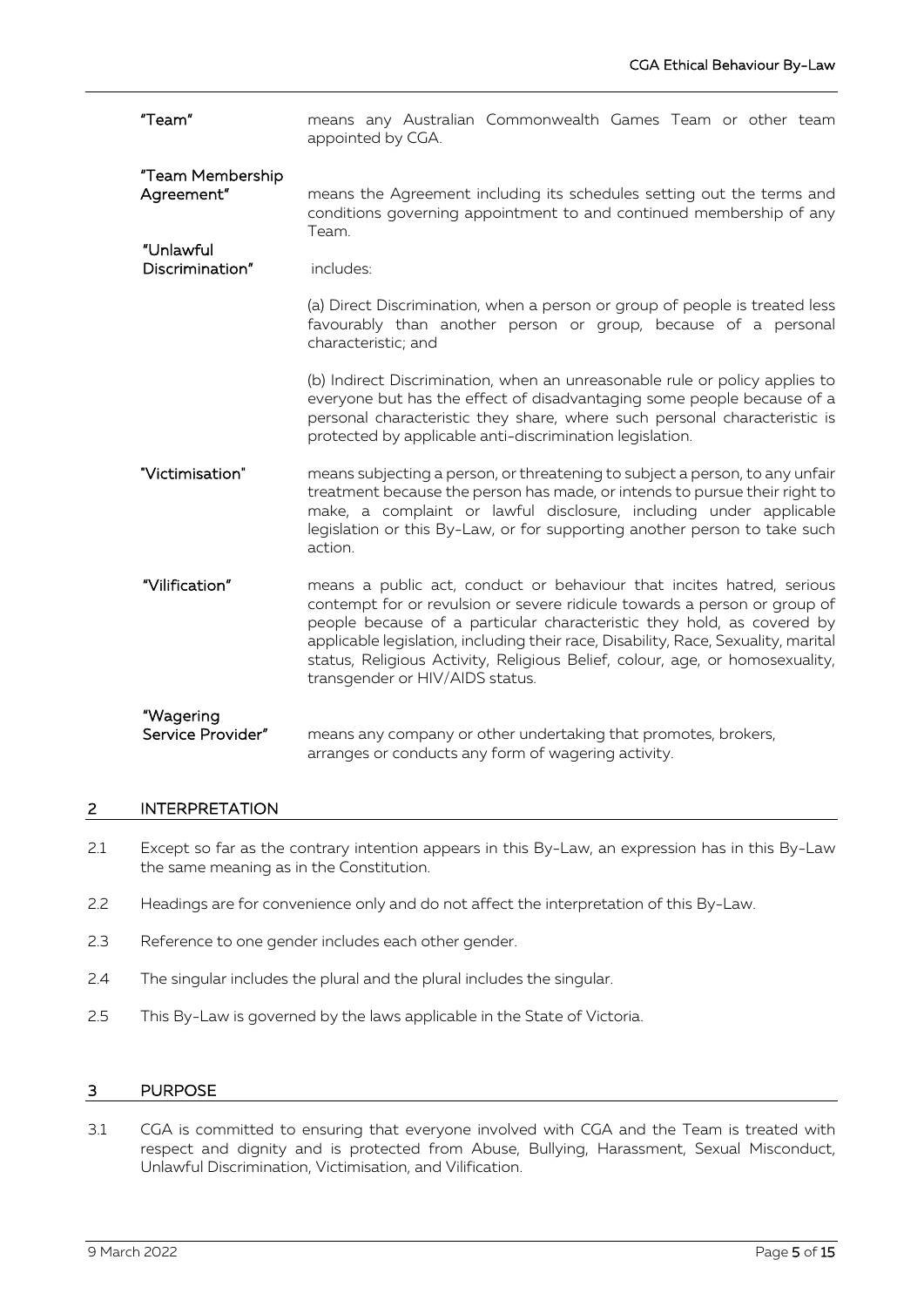| | |
|---|---|
| **"Team"** | means any Australian Commonwealth Games Team or other team appointed by CGA. |
| **"Team Membership Agreement"** | means the Agreement including its schedules setting out the terms and conditions governing appointment to and continued membership of any Team. |
| **"Unlawful Discrimination"** | includes:<br><br>(a) Direct Discrimination, when a person or group of people is treated less favourably than another person or group, because of a personal characteristic; and<br><br>(b) Indirect Discrimination, when an unreasonable rule or policy applies to everyone but has the effect of disadvantaging some people because of a personal characteristic they share, where such personal characteristic is protected by applicable anti-discrimination legislation. |
| **"Victimisation"** | means subjecting a person, or threatening to subject a person, to any unfair treatment because the person has made, or intends to pursue their right to make, a complaint or lawful disclosure, including under applicable legislation or this By-Law, or for supporting another person to take such action. |
| **"Vilification"** | means a public act, conduct or behaviour that incites hatred, serious contempt for or revulsion or severe ridicule towards a person or group of people because of a particular characteristic they hold, as covered by applicable legislation, including their race, Disability, Race, Sexuality, marital status, Religious Activity, Religious Belief, colour, age, or homosexuality, transgender or HIV/AIDS status. |
| **"Wagering Service Provider"** | means any company or other undertaking that promotes, brokers, arranges or conducts any form of wagering activity. |

## 2 INTERPRETATION

2.1 Except so far as the contrary intention appears in this By-Law, an expression has in this By-Law the same meaning as in the Constitution.

2.2 Headings are for convenience only and do not affect the interpretation of this By-Law.

2.3 Reference to one gender includes each other gender.

2.4 The singular includes the plural and the plural includes the singular.

2.5 This By-Law is governed by the laws applicable in the State of Victoria.

## 3 PURPOSE

3.1 CGA is committed to ensuring that everyone involved with CGA and the Team is treated with respect and dignity and is protected from Abuse, Bullying, Harassment, Sexual Misconduct, Unlawful Discrimination, Victimisation, and Vilification.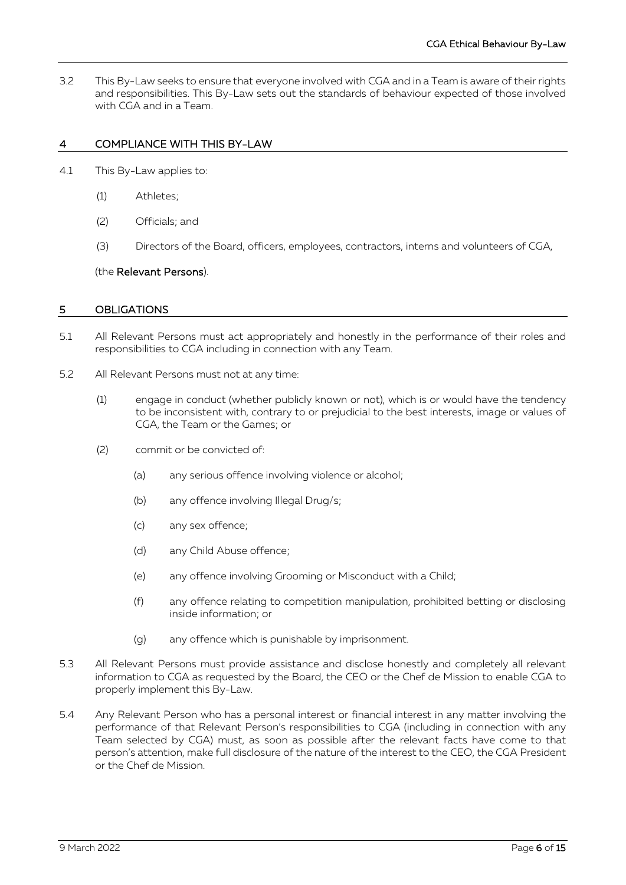3.2 This By-Law seeks to ensure that everyone involved with CGA and in a Team is aware of their rights and responsibilities. This By-Law sets out the standards of behaviour expected of those involved with CGA and in a Team.

## 4 COMPLIANCE WITH THIS BY-LAW

4.1 This By-Law applies to:

(1) Athletes;

(2) Officials; and

(3) Directors of the Board, officers, employees, contractors, interns and volunteers of CGA,

(the **Relevant Persons**).

## 5 OBLIGATIONS

5.1 All Relevant Persons must act appropriately and honestly in the performance of their roles and responsibilities to CGA including in connection with any Team.

5.2 All Relevant Persons must not at any time:

(1) engage in conduct (whether publicly known or not), which is or would have the tendency to be inconsistent with, contrary to or prejudicial to the best interests, image or values of CGA, the Team or the Games; or

(2) commit or be convicted of:

(a) any serious offence involving violence or alcohol;

(b) any offence involving Illegal Drug/s;

(c) any sex offence;

(d) any Child Abuse offence;

(e) any offence involving Grooming or Misconduct with a Child;

(f) any offence relating to competition manipulation, prohibited betting or disclosing inside information; or

(g) any offence which is punishable by imprisonment.

5.3 All Relevant Persons must provide assistance and disclose honestly and completely all relevant information to CGA as requested by the Board, the CEO or the Chef de Mission to enable CGA to properly implement this By-Law.

5.4 Any Relevant Person who has a personal interest or financial interest in any matter involving the performance of that Relevant Person's responsibilities to CGA (including in connection with any Team selected by CGA) must, as soon as possible after the relevant facts have come to that person's attention, make full disclosure of the nature of the interest to the CEO, the CGA President or the Chef de Mission.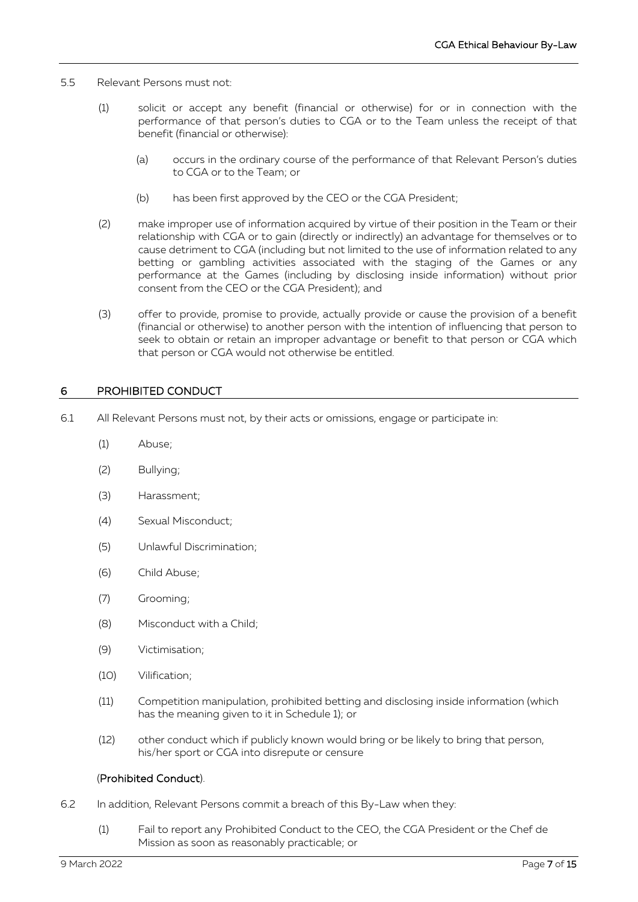5.5 Relevant Persons must not:

(1) solicit or accept any benefit (financial or otherwise) for or in connection with the performance of that person's duties to CGA or to the Team unless the receipt of that benefit (financial or otherwise):

(a) occurs in the ordinary course of the performance of that Relevant Person's duties to CGA or to the Team; or

(b) has been first approved by the CEO or the CGA President;

(2) make improper use of information acquired by virtue of their position in the Team or their relationship with CGA or to gain (directly or indirectly) an advantage for themselves or to cause detriment to CGA (including but not limited to the use of information related to any betting or gambling activities associated with the staging of the Games or any performance at the Games (including by disclosing inside information) without prior consent from the CEO or the CGA President); and

(3) offer to provide, promise to provide, actually provide or cause the provision of a benefit (financial or otherwise) to another person with the intention of influencing that person to seek to obtain or retain an improper advantage or benefit to that person or CGA which that person or CGA would not otherwise be entitled.

## 6 PROHIBITED CONDUCT

6.1 All Relevant Persons must not, by their acts or omissions, engage or participate in:

(1) Abuse;

(2) Bullying;

(3) Harassment;

(4) Sexual Misconduct;

(5) Unlawful Discrimination;

(6) Child Abuse;

(7) Grooming;

(8) Misconduct with a Child;

(9) Victimisation;

(10) Vilification;

(11) Competition manipulation, prohibited betting and disclosing inside information (which has the meaning given to it in Schedule 1); or

(12) other conduct which if publicly known would bring or be likely to bring that person, his/her sport or CGA into disrepute or censure

(**Prohibited Conduct**).

6.2 In addition, Relevant Persons commit a breach of this By-Law when they:

(1) Fail to report any Prohibited Conduct to the CEO, the CGA President or the Chef de Mission as soon as reasonably practicable; or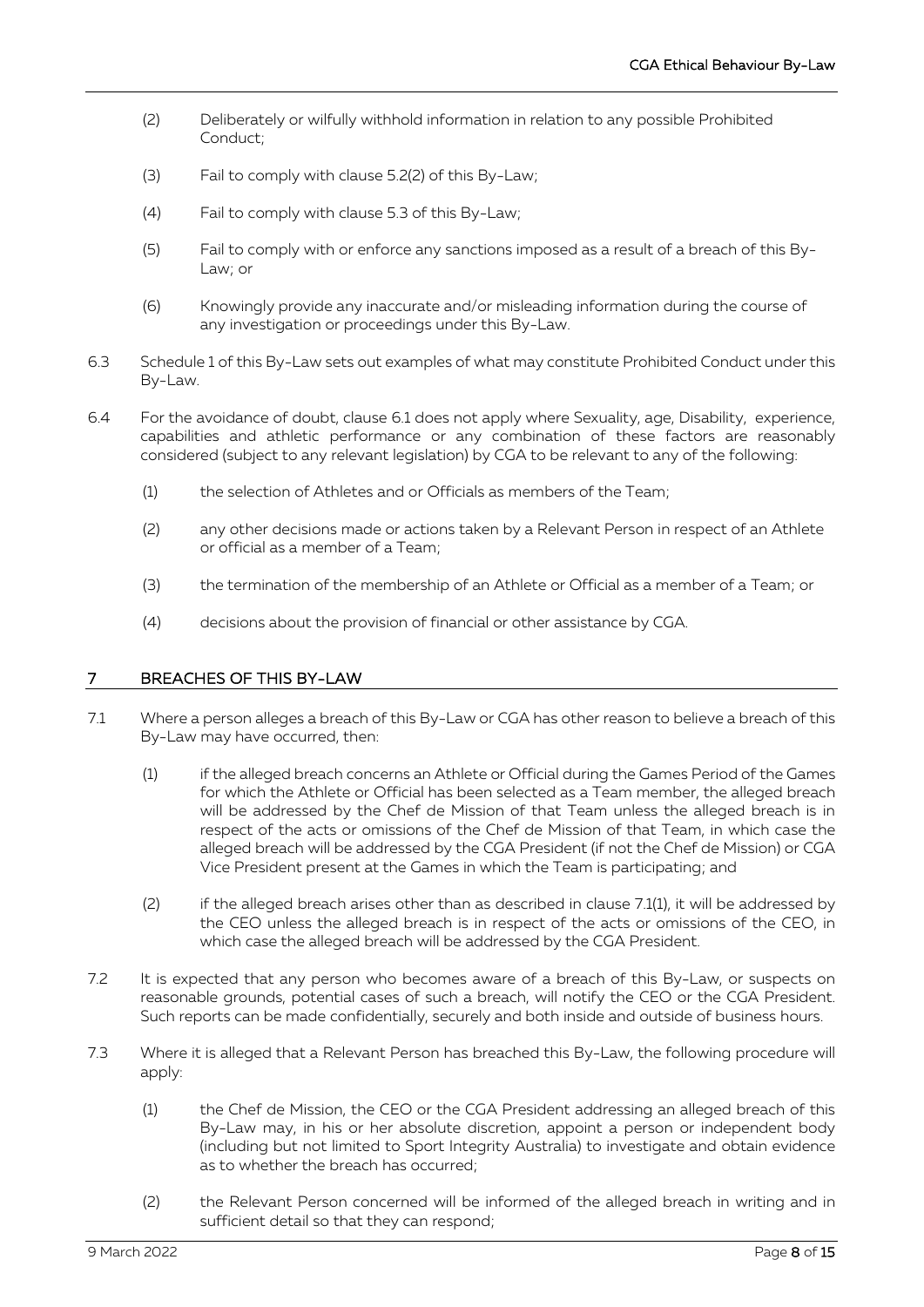(2) Deliberately or wilfully withhold information in relation to any possible Prohibited Conduct;

(3) Fail to comply with clause 5.2(2) of this By-Law;

(4) Fail to comply with clause 5.3 of this By-Law;

(5) Fail to comply with or enforce any sanctions imposed as a result of a breach of this By-Law; or

(6) Knowingly provide any inaccurate and/or misleading information during the course of any investigation or proceedings under this By-Law.

6.3 Schedule 1 of this By-Law sets out examples of what may constitute Prohibited Conduct under this By-Law.

6.4 For the avoidance of doubt, clause 6.1 does not apply where Sexuality, age, Disability, experience, capabilities and athletic performance or any combination of these factors are reasonably considered (subject to any relevant legislation) by CGA to be relevant to any of the following:

(1) the selection of Athletes and or Officials as members of the Team;

(2) any other decisions made or actions taken by a Relevant Person in respect of an Athlete or official as a member of a Team;

(3) the termination of the membership of an Athlete or Official as a member of a Team; or

(4) decisions about the provision of financial or other assistance by CGA.

## 7 BREACHES OF THIS BY-LAW

7.1 Where a person alleges a breach of this By-Law or CGA has other reason to believe a breach of this By-Law may have occurred, then:

(1) if the alleged breach concerns an Athlete or Official during the Games Period of the Games for which the Athlete or Official has been selected as a Team member, the alleged breach will be addressed by the Chef de Mission of that Team unless the alleged breach is in respect of the acts or omissions of the Chef de Mission of that Team, in which case the alleged breach will be addressed by the CGA President (if not the Chef de Mission) or CGA Vice President present at the Games in which the Team is participating; and

(2) if the alleged breach arises other than as described in clause 7.1(1), it will be addressed by the CEO unless the alleged breach is in respect of the acts or omissions of the CEO, in which case the alleged breach will be addressed by the CGA President.

7.2 It is expected that any person who becomes aware of a breach of this By-Law, or suspects on reasonable grounds, potential cases of such a breach, will notify the CEO or the CGA President. Such reports can be made confidentially, securely and both inside and outside of business hours.

7.3 Where it is alleged that a Relevant Person has breached this By-Law, the following procedure will apply:

(1) the Chef de Mission, the CEO or the CGA President addressing an alleged breach of this By-Law may, in his or her absolute discretion, appoint a person or independent body (including but not limited to Sport Integrity Australia) to investigate and obtain evidence as to whether the breach has occurred;

(2) the Relevant Person concerned will be informed of the alleged breach in writing and in sufficient detail so that they can respond;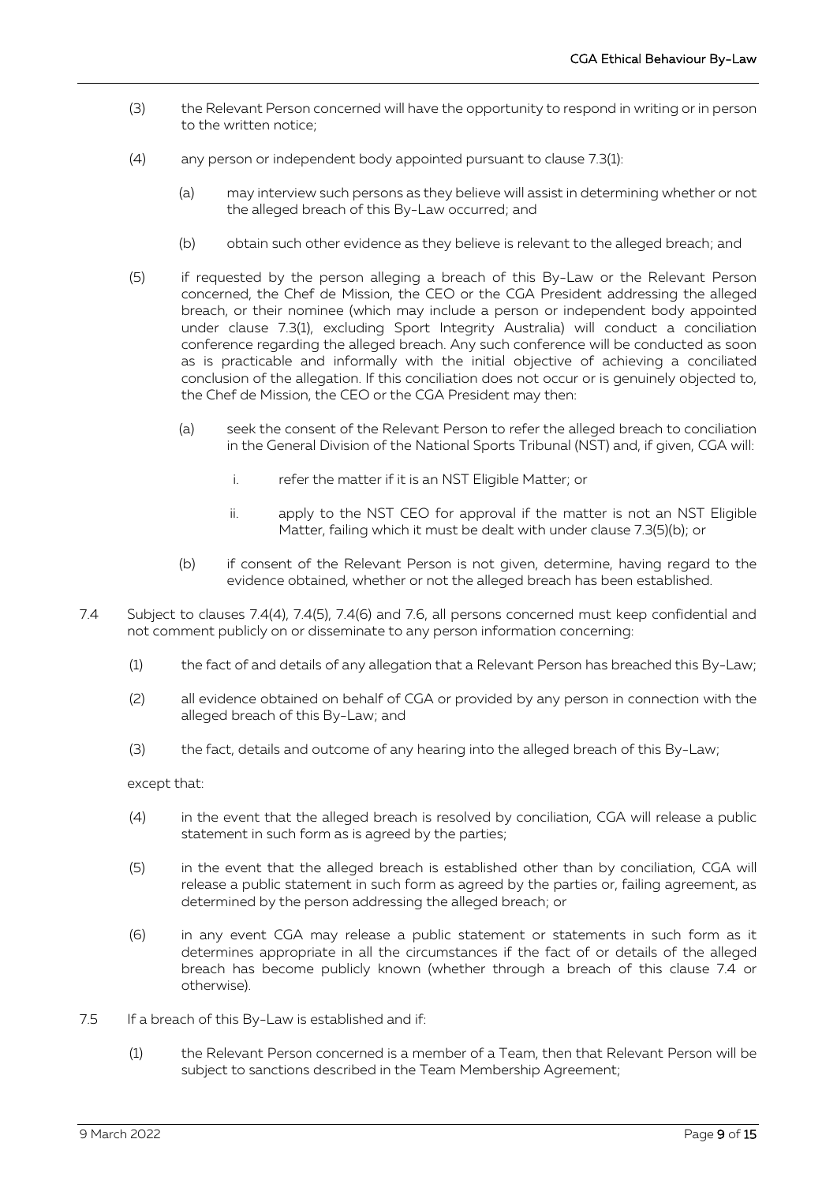(3) the Relevant Person concerned will have the opportunity to respond in writing or in person to the written notice;

(4) any person or independent body appointed pursuant to clause 7.3(1):

  (a) may interview such persons as they believe will assist in determining whether or not the alleged breach of this By-Law occurred; and

  (b) obtain such other evidence as they believe is relevant to the alleged breach; and

(5) if requested by the person alleging a breach of this By-Law or the Relevant Person concerned, the Chef de Mission, the CEO or the CGA President addressing the alleged breach, or their nominee (which may include a person or independent body appointed under clause 7.3(1), excluding Sport Integrity Australia) will conduct a conciliation conference regarding the alleged breach. Any such conference will be conducted as soon as is practicable and informally with the initial objective of achieving a conciliated conclusion of the allegation. If this conciliation does not occur or is genuinely objected to, the Chef de Mission, the CEO or the CGA President may then:

  (a) seek the consent of the Relevant Person to refer the alleged breach to conciliation in the General Division of the National Sports Tribunal (NST) and, if given, CGA will:

    i. refer the matter if it is an NST Eligible Matter; or

    ii. apply to the NST CEO for approval if the matter is not an NST Eligible Matter, failing which it must be dealt with under clause 7.3(5)(b); or

  (b) if consent of the Relevant Person is not given, determine, having regard to the evidence obtained, whether or not the alleged breach has been established.

7.4 Subject to clauses 7.4(4), 7.4(5), 7.4(6) and 7.6, all persons concerned must keep confidential and not comment publicly on or disseminate to any person information concerning:

(1) the fact of and details of any allegation that a Relevant Person has breached this By-Law;

(2) all evidence obtained on behalf of CGA or provided by any person in connection with the alleged breach of this By-Law; and

(3) the fact, details and outcome of any hearing into the alleged breach of this By-Law;

except that:

(4) in the event that the alleged breach is resolved by conciliation, CGA will release a public statement in such form as is agreed by the parties;

(5) in the event that the alleged breach is established other than by conciliation, CGA will release a public statement in such form as agreed by the parties or, failing agreement, as determined by the person addressing the alleged breach; or

(6) in any event CGA may release a public statement or statements in such form as it determines appropriate in all the circumstances if the fact of or details of the alleged breach has become publicly known (whether through a breach of this clause 7.4 or otherwise).

7.5 If a breach of this By-Law is established and if:

(1) the Relevant Person concerned is a member of a Team, then that Relevant Person will be subject to sanctions described in the Team Membership Agreement;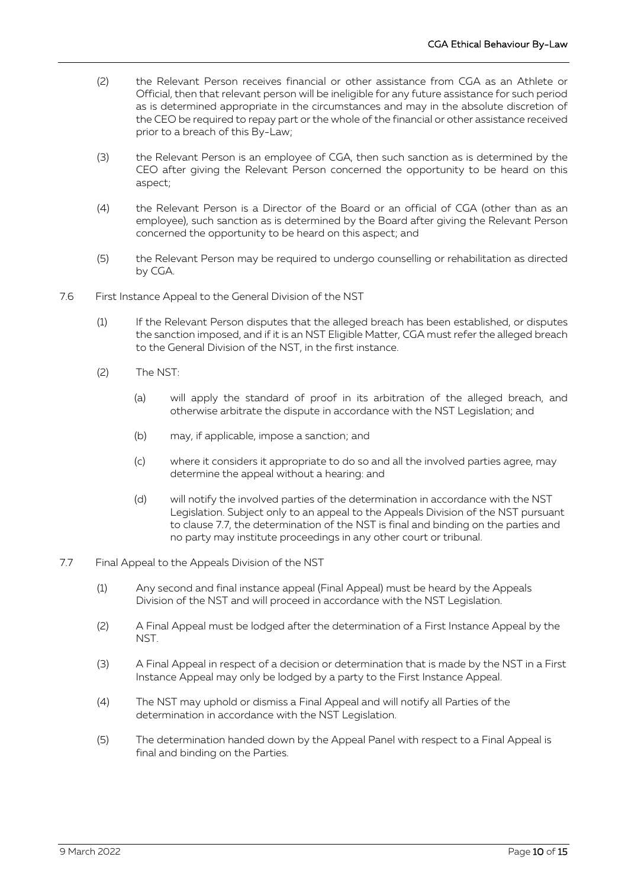(2) the Relevant Person receives financial or other assistance from CGA as an Athlete or Official, then that relevant person will be ineligible for any future assistance for such period as is determined appropriate in the circumstances and may in the absolute discretion of the CEO be required to repay part or the whole of the financial or other assistance received prior to a breach of this By-Law;

(3) the Relevant Person is an employee of CGA, then such sanction as is determined by the CEO after giving the Relevant Person concerned the opportunity to be heard on this aspect;

(4) the Relevant Person is a Director of the Board or an official of CGA (other than as an employee), such sanction as is determined by the Board after giving the Relevant Person concerned the opportunity to be heard on this aspect; and

(5) the Relevant Person may be required to undergo counselling or rehabilitation as directed by CGA.

7.6 First Instance Appeal to the General Division of the NST

(1) If the Relevant Person disputes that the alleged breach has been established, or disputes the sanction imposed, and if it is an NST Eligible Matter, CGA must refer the alleged breach to the General Division of the NST, in the first instance.

(2) The NST:

(a) will apply the standard of proof in its arbitration of the alleged breach, and otherwise arbitrate the dispute in accordance with the NST Legislation; and

(b) may, if applicable, impose a sanction; and

(c) where it considers it appropriate to do so and all the involved parties agree, may determine the appeal without a hearing: and

(d) will notify the involved parties of the determination in accordance with the NST Legislation. Subject only to an appeal to the Appeals Division of the NST pursuant to clause 7.7, the determination of the NST is final and binding on the parties and no party may institute proceedings in any other court or tribunal.

7.7 Final Appeal to the Appeals Division of the NST

(1) Any second and final instance appeal (Final Appeal) must be heard by the Appeals Division of the NST and will proceed in accordance with the NST Legislation.

(2) A Final Appeal must be lodged after the determination of a First Instance Appeal by the NST.

(3) A Final Appeal in respect of a decision or determination that is made by the NST in a First Instance Appeal may only be lodged by a party to the First Instance Appeal.

(4) The NST may uphold or dismiss a Final Appeal and will notify all Parties of the determination in accordance with the NST Legislation.

(5) The determination handed down by the Appeal Panel with respect to a Final Appeal is final and binding on the Parties.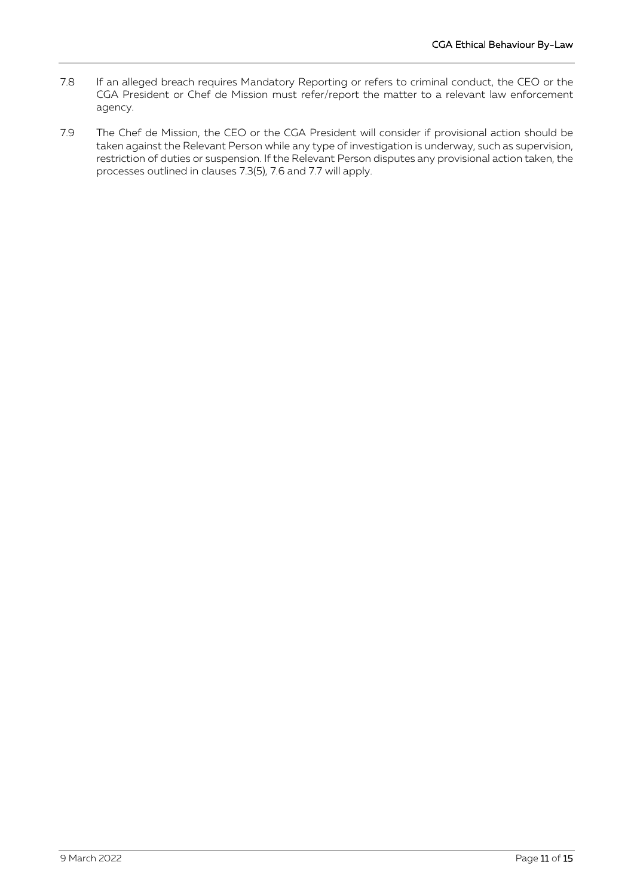7.8 If an alleged breach requires Mandatory Reporting or refers to criminal conduct, the CEO or the CGA President or Chef de Mission must refer/report the matter to a relevant law enforcement agency.

7.9 The Chef de Mission, the CEO or the CGA President will consider if provisional action should be taken against the Relevant Person while any type of investigation is underway, such as supervision, restriction of duties or suspension. If the Relevant Person disputes any provisional action taken, the processes outlined in clauses 7.3(5), 7.6 and 7.7 will apply.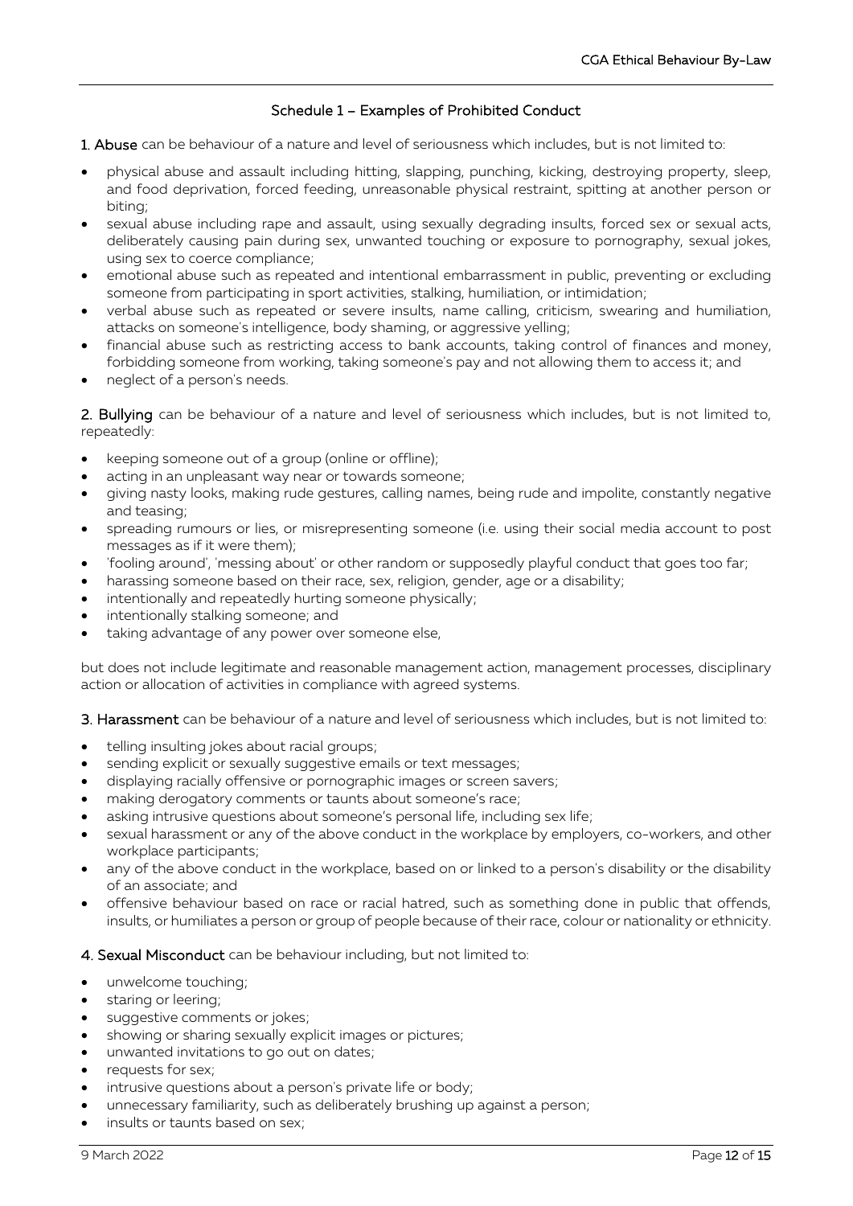## Schedule 1 – Examples of Prohibited Conduct

**1. Abuse** can be behaviour of a nature and level of seriousness which includes, but is not limited to:

- physical abuse and assault including hitting, slapping, punching, kicking, destroying property, sleep, and food deprivation, forced feeding, unreasonable physical restraint, spitting at another person or biting;
- sexual abuse including rape and assault, using sexually degrading insults, forced sex or sexual acts, deliberately causing pain during sex, unwanted touching or exposure to pornography, sexual jokes, using sex to coerce compliance;
- emotional abuse such as repeated and intentional embarrassment in public, preventing or excluding someone from participating in sport activities, stalking, humiliation, or intimidation;
- verbal abuse such as repeated or severe insults, name calling, criticism, swearing and humiliation, attacks on someone's intelligence, body shaming, or aggressive yelling;
- financial abuse such as restricting access to bank accounts, taking control of finances and money, forbidding someone from working, taking someone's pay and not allowing them to access it; and
- neglect of a person's needs.

**2. Bullying** can be behaviour of a nature and level of seriousness which includes, but is not limited to, repeatedly:

- keeping someone out of a group (online or offline);
- acting in an unpleasant way near or towards someone;
- giving nasty looks, making rude gestures, calling names, being rude and impolite, constantly negative and teasing;
- spreading rumours or lies, or misrepresenting someone (i.e. using their social media account to post messages as if it were them);
- 'fooling around', 'messing about' or other random or supposedly playful conduct that goes too far;
- harassing someone based on their race, sex, religion, gender, age or a disability;
- intentionally and repeatedly hurting someone physically;
- intentionally stalking someone; and
- taking advantage of any power over someone else,

but does not include legitimate and reasonable management action, management processes, disciplinary action or allocation of activities in compliance with agreed systems.

**3. Harassment** can be behaviour of a nature and level of seriousness which includes, but is not limited to:

- telling insulting jokes about racial groups;
- sending explicit or sexually suggestive emails or text messages;
- displaying racially offensive or pornographic images or screen savers;
- making derogatory comments or taunts about someone's race;
- asking intrusive questions about someone's personal life, including sex life;
- sexual harassment or any of the above conduct in the workplace by employers, co-workers, and other workplace participants;
- any of the above conduct in the workplace, based on or linked to a person's disability or the disability of an associate; and
- offensive behaviour based on race or racial hatred, such as something done in public that offends, insults, or humiliates a person or group of people because of their race, colour or nationality or ethnicity.

**4. Sexual Misconduct** can be behaviour including, but not limited to:

- unwelcome touching;
- staring or leering;
- suggestive comments or jokes;
- showing or sharing sexually explicit images or pictures;
- unwanted invitations to go out on dates;
- requests for sex;
- intrusive questions about a person's private life or body;
- unnecessary familiarity, such as deliberately brushing up against a person;
- insults or taunts based on sex;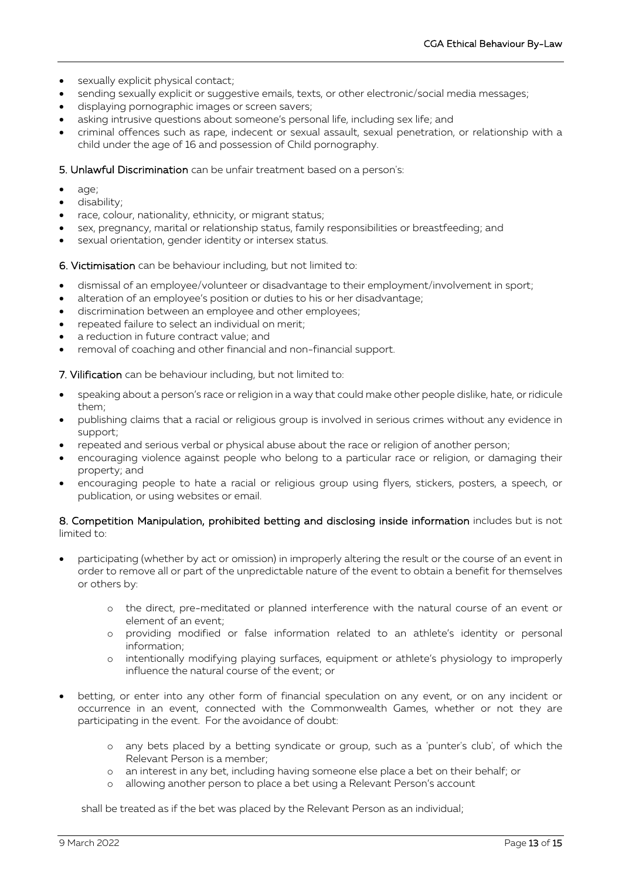- sexually explicit physical contact;
- sending sexually explicit or suggestive emails, texts, or other electronic/social media messages;
- displaying pornographic images or screen savers;
- asking intrusive questions about someone's personal life, including sex life; and
- criminal offences such as rape, indecent or sexual assault, sexual penetration, or relationship with a child under the age of 16 and possession of Child pornography.

**5. Unlawful Discrimination** can be unfair treatment based on a person's:

- age;
- disability;
- race, colour, nationality, ethnicity, or migrant status;
- sex, pregnancy, marital or relationship status, family responsibilities or breastfeeding; and
- sexual orientation, gender identity or intersex status.

**6. Victimisation** can be behaviour including, but not limited to:

- dismissal of an employee/volunteer or disadvantage to their employment/involvement in sport;
- alteration of an employee's position or duties to his or her disadvantage;
- discrimination between an employee and other employees;
- repeated failure to select an individual on merit;
- a reduction in future contract value; and
- removal of coaching and other financial and non-financial support.

**7. Vilification** can be behaviour including, but not limited to:

- speaking about a person's race or religion in a way that could make other people dislike, hate, or ridicule them;
- publishing claims that a racial or religious group is involved in serious crimes without any evidence in support;
- repeated and serious verbal or physical abuse about the race or religion of another person;
- encouraging violence against people who belong to a particular race or religion, or damaging their property; and
- encouraging people to hate a racial or religious group using flyers, stickers, posters, a speech, or publication, or using websites or email.

**8. Competition Manipulation, prohibited betting and disclosing inside information** includes but is not limited to:

- participating (whether by act or omission) in improperly altering the result or the course of an event in order to remove all or part of the unpredictable nature of the event to obtain a benefit for themselves or others by:
    - the direct, pre-meditated or planned interference with the natural course of an event or element of an event;
    - providing modified or false information related to an athlete's identity or personal information;
    - intentionally modifying playing surfaces, equipment or athlete's physiology to improperly influence the natural course of the event; or
- betting, or enter into any other form of financial speculation on any event, or on any incident or occurrence in an event, connected with the Commonwealth Games, whether or not they are participating in the event. For the avoidance of doubt:
    - any bets placed by a betting syndicate or group, such as a 'punter's club', of which the Relevant Person is a member;
    - an interest in any bet, including having someone else place a bet on their behalf; or
    - allowing another person to place a bet using a Relevant Person's account

  shall be treated as if the bet was placed by the Relevant Person as an individual;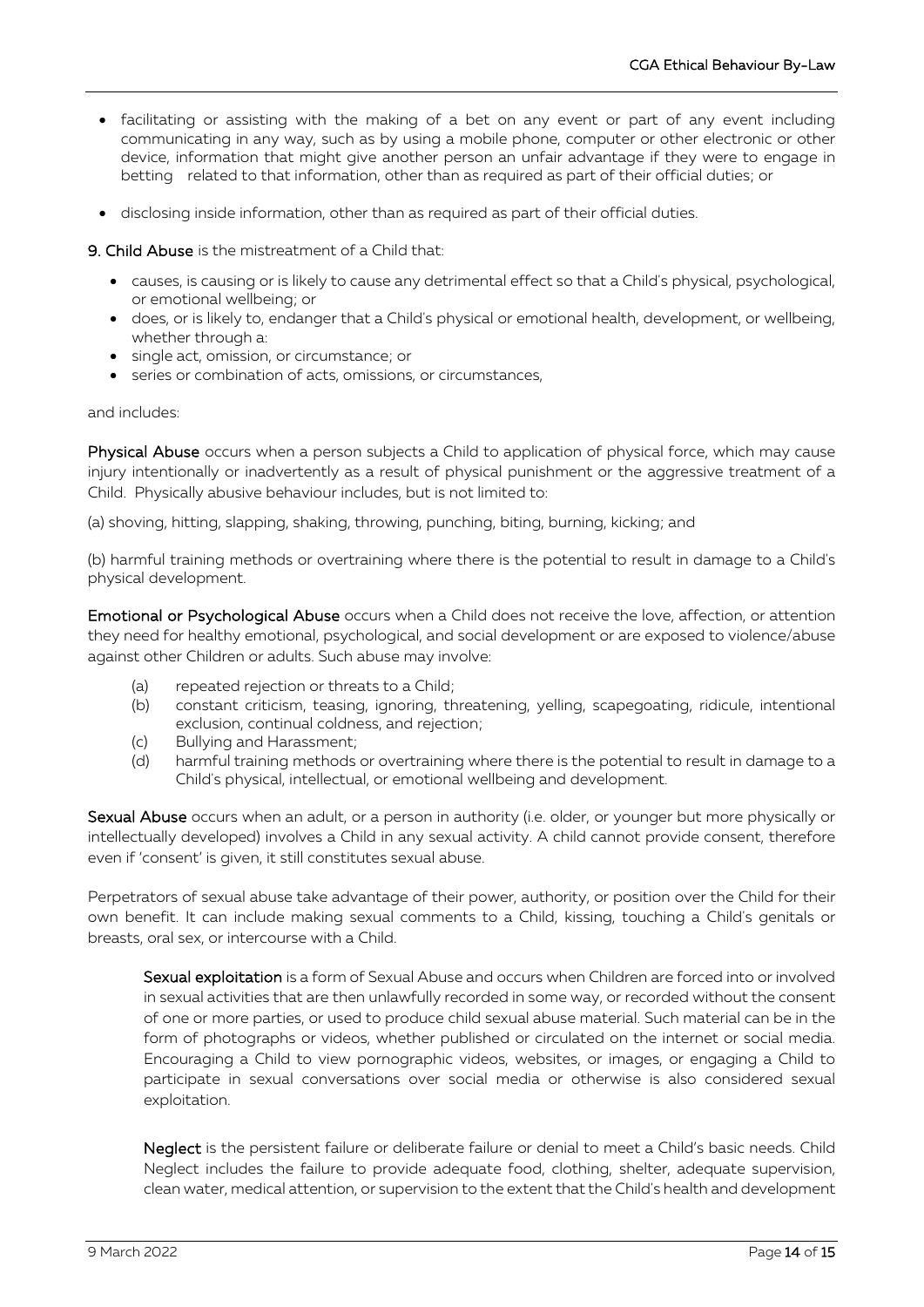- facilitating or assisting with the making of a bet on any event or part of any event including communicating in any way, such as by using a mobile phone, computer or other electronic or other device, information that might give another person an unfair advantage if they were to engage in betting related to that information, other than as required as part of their official duties; or
- disclosing inside information, other than as required as part of their official duties.

**9. Child Abuse** is the mistreatment of a Child that:

- causes, is causing or is likely to cause any detrimental effect so that a Child's physical, psychological, or emotional wellbeing; or
- does, or is likely to, endanger that a Child's physical or emotional health, development, or wellbeing, whether through a:
- single act, omission, or circumstance; or
- series or combination of acts, omissions, or circumstances,

and includes:

**Physical Abuse** occurs when a person subjects a Child to application of physical force, which may cause injury intentionally or inadvertently as a result of physical punishment or the aggressive treatment of a Child. Physically abusive behaviour includes, but is not limited to:

(a) shoving, hitting, slapping, shaking, throwing, punching, biting, burning, kicking; and

(b) harmful training methods or overtraining where there is the potential to result in damage to a Child's physical development.

**Emotional or Psychological Abuse** occurs when a Child does not receive the love, affection, or attention they need for healthy emotional, psychological, and social development or are exposed to violence/abuse against other Children or adults. Such abuse may involve:

(a) repeated rejection or threats to a Child;
(b) constant criticism, teasing, ignoring, threatening, yelling, scapegoating, ridicule, intentional exclusion, continual coldness, and rejection;
(c) Bullying and Harassment;
(d) harmful training methods or overtraining where there is the potential to result in damage to a Child's physical, intellectual, or emotional wellbeing and development.

**Sexual Abuse** occurs when an adult, or a person in authority (i.e. older, or younger but more physically or intellectually developed) involves a Child in any sexual activity. A child cannot provide consent, therefore even if 'consent' is given, it still constitutes sexual abuse.

Perpetrators of sexual abuse take advantage of their power, authority, or position over the Child for their own benefit. It can include making sexual comments to a Child, kissing, touching a Child's genitals or breasts, oral sex, or intercourse with a Child.

**Sexual exploitation** is a form of Sexual Abuse and occurs when Children are forced into or involved in sexual activities that are then unlawfully recorded in some way, or recorded without the consent of one or more parties, or used to produce child sexual abuse material. Such material can be in the form of photographs or videos, whether published or circulated on the internet or social media. Encouraging a Child to view pornographic videos, websites, or images, or engaging a Child to participate in sexual conversations over social media or otherwise is also considered sexual exploitation.

**Neglect** is the persistent failure or deliberate failure or denial to meet a Child's basic needs. Child Neglect includes the failure to provide adequate food, clothing, shelter, adequate supervision, clean water, medical attention, or supervision to the extent that the Child's health and development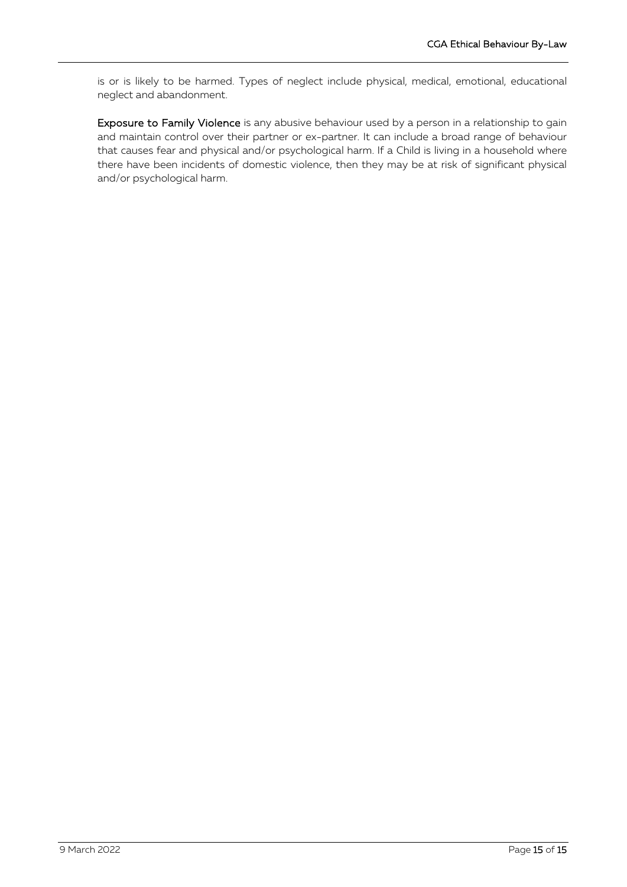is or is likely to be harmed. Types of neglect include physical, medical, emotional, educational neglect and abandonment.

**Exposure to Family Violence** is any abusive behaviour used by a person in a relationship to gain and maintain control over their partner or ex-partner. It can include a broad range of behaviour that causes fear and physical and/or psychological harm. If a Child is living in a household where there have been incidents of domestic violence, then they may be at risk of significant physical and/or psychological harm.